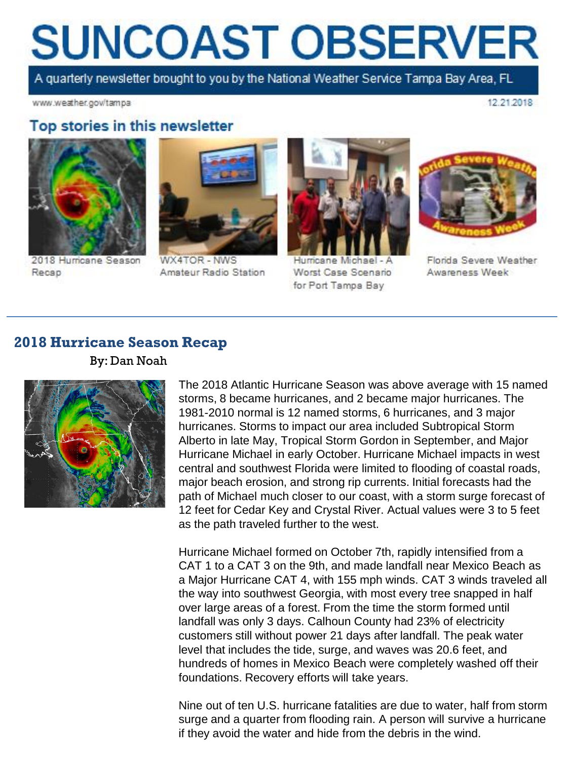# SUNCOAST OBSERVER

A quarterly newsletter brought to you by the National Weather Service Tampa Bay Area, FL

www.weather.gov/tampa

12.21.2018

## Top stories in this newsletter

- 2018 Hurricane Season Recap
- WX4TOR - NWS Amateur Radio Station
- Hurricane Michael - A Worst Case Scenario for Port Tampa Bay
- Florida Severe Weather Awareness Week

---

## 2018 Hurricane Season Recap

By: Dan Noah

The 2018 Atlantic Hurricane Season was above average with 15 named storms, 8 became hurricanes, and 2 became major hurricanes. The 1981-2010 normal is 12 named storms, 6 hurricanes, and 3 major hurricanes. Storms to impact our area included Subtropical Storm Alberto in late May, Tropical Storm Gordon in September, and Major Hurricane Michael in early October. Hurricane Michael impacts in west central and southwest Florida were limited to flooding of coastal roads, major beach erosion, and strong rip currents. Initial forecasts had the path of Michael much closer to our coast, with a storm surge forecast of 12 feet for Cedar Key and Crystal River. Actual values were 3 to 5 feet as the path traveled further to the west.

Hurricane Michael formed on October 7th, rapidly intensified from a CAT 1 to a CAT 3 on the 9th, and made landfall near Mexico Beach as a Major Hurricane CAT 4, with 155 mph winds. CAT 3 winds traveled all the way into southwest Georgia, with most every tree snapped in half over large areas of a forest. From the time the storm formed until landfall was only 3 days. Calhoun County had 23% of electricity customers still without power 21 days after landfall. The peak water level that includes the tide, surge, and waves was 20.6 feet, and hundreds of homes in Mexico Beach were completely washed off their foundations. Recovery efforts will take years.

Nine out of ten U.S. hurricane fatalities are due to water, half from storm surge and a quarter from flooding rain. A person will survive a hurricane if they avoid the water and hide from the debris in the wind.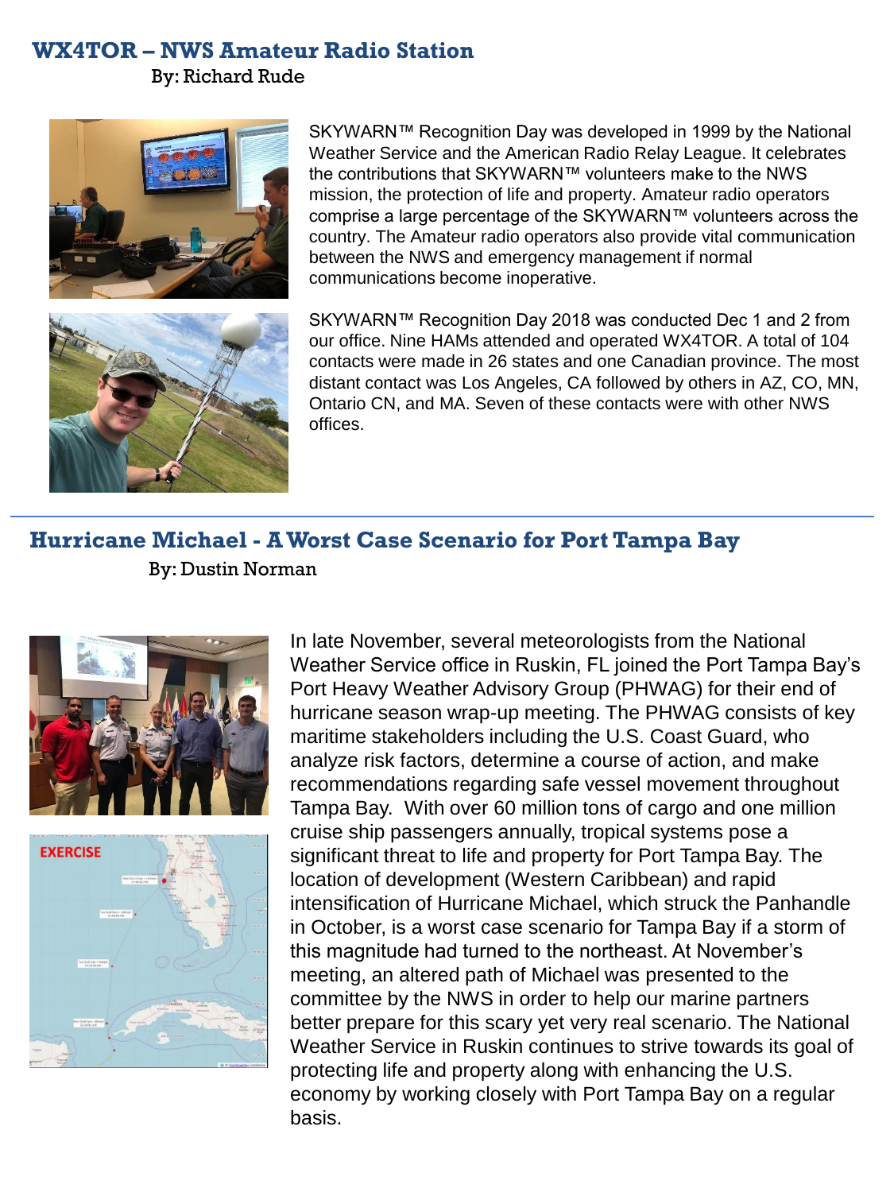## WX4TOR – NWS Amateur Radio Station

By: Richard Rude

SKYWARN™ Recognition Day was developed in 1999 by the National Weather Service and the American Radio Relay League. It celebrates the contributions that SKYWARN™ volunteers make to the NWS mission, the protection of life and property. Amateur radio operators comprise a large percentage of the SKYWARN™ volunteers across the country. The Amateur radio operators also provide vital communication between the NWS and emergency management if normal communications become inoperative.

SKYWARN™ Recognition Day 2018 was conducted Dec 1 and 2 from our office. Nine HAMs attended and operated WX4TOR. A total of 104 contacts were made in 26 states and one Canadian province. The most distant contact was Los Angeles, CA followed by others in AZ, CO, MN, Ontario CN, and MA. Seven of these contacts were with other NWS offices.

## Hurricane Michael - A Worst Case Scenario for Port Tampa Bay

By: Dustin Norman

In late November, several meteorologists from the National Weather Service office in Ruskin, FL joined the Port Tampa Bay's Port Heavy Weather Advisory Group (PHWAG) for their end of hurricane season wrap-up meeting. The PHWAG consists of key maritime stakeholders including the U.S. Coast Guard, who analyze risk factors, determine a course of action, and make recommendations regarding safe vessel movement throughout Tampa Bay. With over 60 million tons of cargo and one million cruise ship passengers annually, tropical systems pose a significant threat to life and property for Port Tampa Bay. The location of development (Western Caribbean) and rapid intensification of Hurricane Michael, which struck the Panhandle in October, is a worst case scenario for Tampa Bay if a storm of this magnitude had turned to the northeast. At November's meeting, an altered path of Michael was presented to the committee by the NWS in order to help our marine partners better prepare for this scary yet very real scenario. The National Weather Service in Ruskin continues to strive towards its goal of protecting life and property along with enhancing the U.S. economy by working closely with Port Tampa Bay on a regular basis.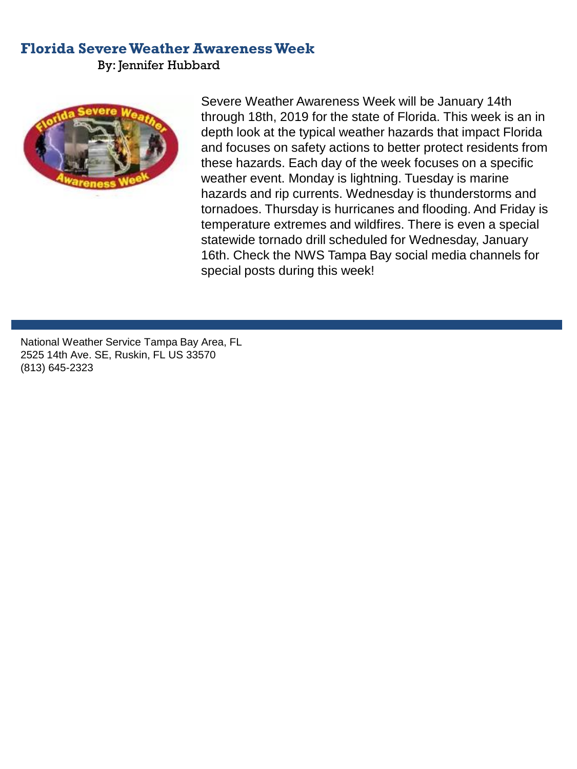## Florida Severe Weather Awareness Week

By: Jennifer Hubbard

Severe Weather Awareness Week will be January 14th through 18th, 2019 for the state of Florida. This week is an in depth look at the typical weather hazards that impact Florida and focuses on safety actions to better protect residents from these hazards. Each day of the week focuses on a specific weather event. Monday is lightning. Tuesday is marine hazards and rip currents. Wednesday is thunderstorms and tornadoes. Thursday is hurricanes and flooding. And Friday is temperature extremes and wildfires. There is even a special statewide tornado drill scheduled for Wednesday, January 16th. Check the NWS Tampa Bay social media channels for special posts during this week!

---

National Weather Service Tampa Bay Area, FL
2525 14th Ave. SE, Ruskin, FL US 33570
(813) 645-2323